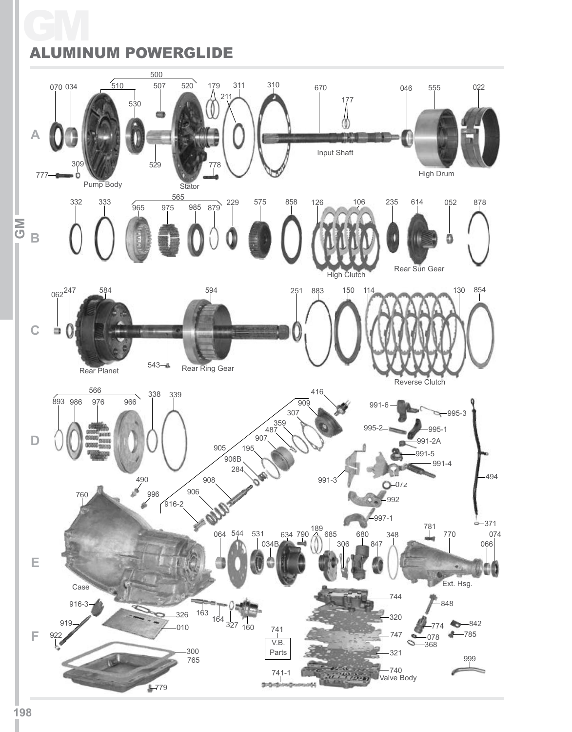# GM

## ALUMINUM POWERGLIDE

A

070 034 500 510 507 520 530 529 179 211 311 310 670 177 046 555 022 309 777 778

Pump Body

Stator

Input Shaft

High Drum

B

332 333 565 965 975 985 879 229 575 858 126 106 235 614 052 878

High Clutch

Rear Sun Gear

C

062 247 584 594 543 251 883 150 114 130 854

Rear Planet

Rear Ring Gear

Reverse Clutch

D

566 893 986 976 966 338 339 416 909 307 359 487 907 905 195 906B 284 908 906 916-2 991-6 995-3 995-2 995-1 991-2A 991-5 991-4 991-3 072 992 997-1 494 371

E

760 490 996 064 544 531 034B 634 790 189 685 306 680 847 348 781 770 066 074

Case

Ext. Hsg.

F

916-3 919 922 326 010 163 164 327 160 741 V.B. Parts 741-1 744 320 747 321 740 848 774 078 368 842 785 999 300 765 779

Valve Body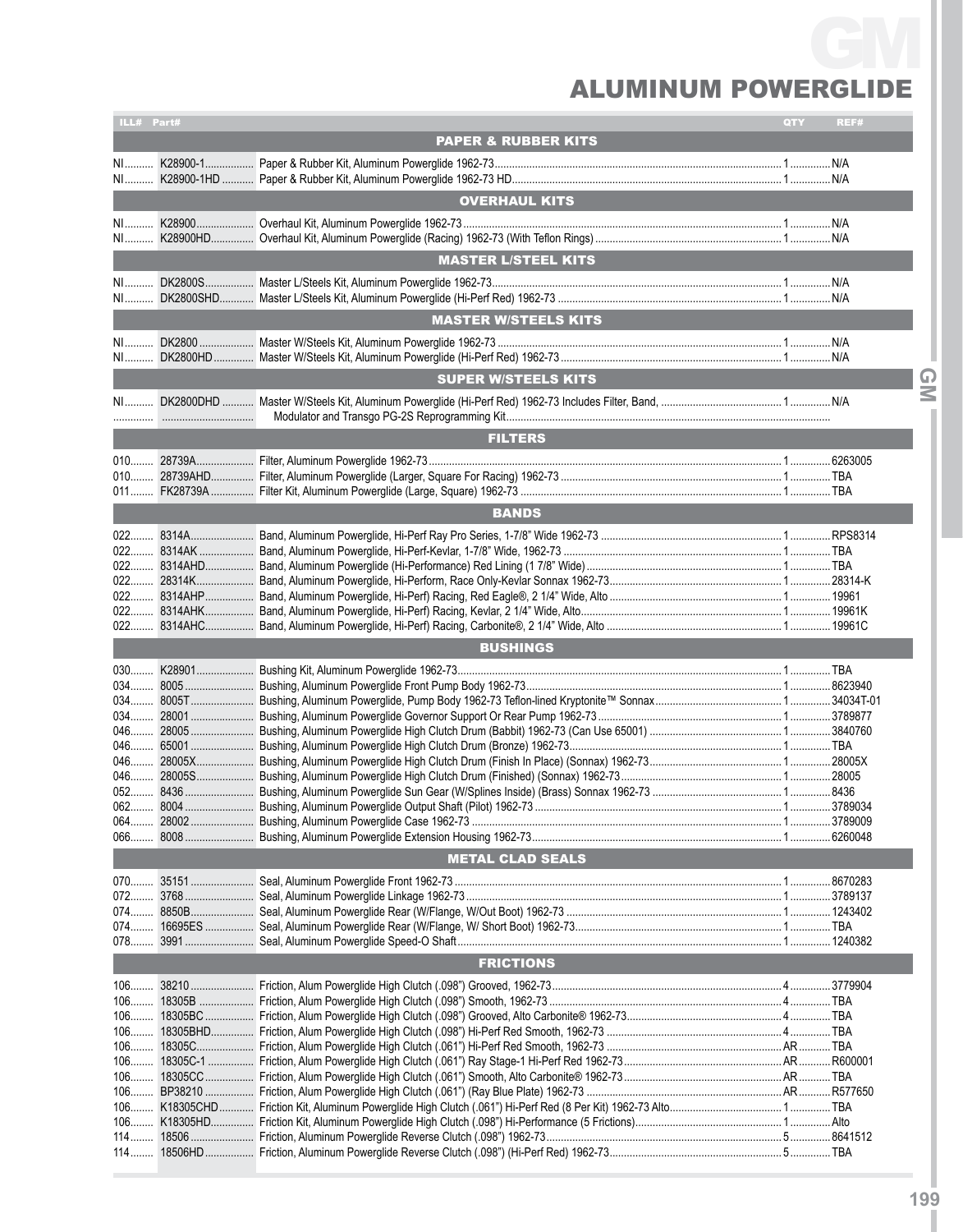# GM

## ALUMINUM POWERGLIDE

| ILL# | Part# | | QTY | REF# |
|---|---|---|---|---|
| | | **PAPER & RUBBER KITS** | | |
| NI | K28900-1 | Paper & Rubber Kit, Aluminum Powerglide 1962-73 | 1 | N/A |
| NI | K28900-1HD | Paper & Rubber Kit, Aluminum Powerglide 1962-73 HD | 1 | N/A |
| | | **OVERHAUL KITS** | | |
| NI | K28900 | Overhaul Kit, Aluminum Powerglide 1962-73 | 1 | N/A |
| NI | K28900HD | Overhaul Kit, Aluminum Powerglide (Racing) 1962-73 (With Teflon Rings) | 1 | N/A |
| | | **MASTER L/STEEL KITS** | | |
| NI | DK2800S | Master L/Steels Kit, Aluminum Powerglide 1962-73 | 1 | N/A |
| NI | DK2800SHD | Master L/Steels Kit, Aluminum Powerglide (Hi-Perf Red) 1962-73 | 1 | N/A |
| | | **MASTER W/STEELS KITS** | | |
| NI | DK2800 | Master W/Steels Kit, Aluminum Powerglide 1962-73 | 1 | N/A |
| NI | DK2800HD | Master W/Steels Kit, Aluminum Powerglide (Hi-Perf Red) 1962-73 | 1 | N/A |
| | | **SUPER W/STEELS KITS** | | |
| NI | DK2800DHD | Master W/Steels Kit, Aluminum Powerglide (Hi-Perf Red) 1962-73 Includes Filter, Band, Modulator and Transgo PG-2S Reprogramming Kit | 1 | N/A |
| | | **FILTERS** | | |
| 010 | 28739A | Filter, Aluminum Powerglide 1962-73 | 1 | 6263005 |
| 010 | 28739AHD | Filter, Aluminum Powerglide (Larger, Square For Racing) 1962-73 | 1 | TBA |
| 011 | FK28739A | Filter Kit, Aluminum Powerglide (Large, Square) 1962-73 | 1 | TBA |
| | | **BANDS** | | |
| 022 | 8314A | Band, Aluminum Powerglide, Hi-Perf Ray Pro Series, 1-7/8" Wide 1962-73 | 1 | RPS8314 |
| 022 | 8314AK | Band, Aluminum Powerglide, Hi-Perf-Kevlar, 1-7/8" Wide, 1962-73 | 1 | TBA |
| 022 | 8314AHD | Band, Aluminum Powerglide (Hi-Performance) Red Lining (1 7/8" Wide) | 1 | TBA |
| 022 | 28314K | Band, Aluminum Powerglide, Hi-Perform, Race Only-Kevlar Sonnax 1962-73 | 1 | 28314-K |
| 022 | 8314AHP | Band, Aluminum Powerglide, Hi-Perf) Racing, Red Eagle®, 2 1/4" Wide, Alto | 1 | 19961 |
| 022 | 8314AHK | Band, Aluminum Powerglide, Hi-Perf) Racing, Kevlar, 2 1/4" Wide, Alto | 1 | 19961K |
| 022 | 8314AHC | Band, Aluminum Powerglide, Hi-Perf) Racing, Carbonite®, 2 1/4" Wide, Alto | 1 | 19961C |
| | | **BUSHINGS** | | |
| 030 | K28901 | Bushing Kit, Aluminum Powerglide 1962-73 | 1 | TBA |
| 034 | 8005 | Bushing, Aluminum Powerglide Front Pump Body 1962-73 | 1 | 8623940 |
| 034 | 8005T | Bushing, Aluminum Powerglide, Pump Body 1962-73 Teflon-lined Kryptonite™ Sonnax | 1 | 34034T-01 |
| 034 | 28001 | Bushing, Aluminum Powerglide Governor Support Or Rear Pump 1962-73 | 1 | 3789877 |
| 046 | 28005 | Bushing, Aluminum Powerglide High Clutch Drum (Babbit) 1962-73 (Can Use 65001) | 1 | 3840760 |
| 046 | 65001 | Bushing, Aluminum Powerglide High Clutch Drum (Bronze) 1962-73 | 1 | TBA |
| 046 | 28005X | Bushing, Aluminum Powerglide High Clutch Drum (Finish In Place) (Sonnax) 1962-73 | 1 | 28005X |
| 046 | 28005S | Bushing, Aluminum Powerglide High Clutch Drum (Finished) (Sonnax) 1962-73 | 1 | 28005 |
| 052 | 8436 | Bushing, Aluminum Powerglide Sun Gear (W/Splines Inside) (Brass) Sonnax 1962-73 | 1 | 8436 |
| 062 | 8004 | Bushing, Aluminum Powerglide Output Shaft (Pilot) 1962-73 | 1 | 3789034 |
| 064 | 28002 | Bushing, Aluminum Powerglide Case 1962-73 | 1 | 3789009 |
| 066 | 8008 | Bushing, Aluminum Powerglide Extension Housing 1962-73 | 1 | 6260048 |
| | | **METAL CLAD SEALS** | | |
| 070 | 35151 | Seal, Aluminum Powerglide Front 1962-73 | 1 | 8670283 |
| 072 | 3768 | Seal, Aluminum Powerglide Linkage 1962-73 | 1 | 3789137 |
| 074 | 8850B | Seal, Aluminum Powerglide Rear (W/Flange, W/Out Boot) 1962-73 | 1 | 1243402 |
| 074 | 16695ES | Seal, Aluminum Powerglide Rear (W/Flange, W/ Short Boot) 1962-73 | 1 | TBA |
| 078 | 3991 | Seal, Aluminum Powerglide Speed-O Shaft | 1 | 1240382 |
| | | **FRICTIONS** | | |
| 106 | 38210 | Friction, Alum Powerglide High Clutch (.098") Grooved, 1962-73 | 4 | 3779904 |
| 106 | 18305B | Friction, Alum Powerglide High Clutch (.098") Smooth, 1962-73 | 4 | TBA |
| 106 | 18305BC | Friction, Alum Powerglide High Clutch (.098") Grooved, Alto Carbonite® 1962-73 | 4 | TBA |
| 106 | 18305BHD | Friction, Alum Powerglide High Clutch (.098") Hi-Perf Red Smooth, 1962-73 | 4 | TBA |
| 106 | 18305C | Friction, Alum Powerglide High Clutch (.061") Hi-Perf Red Smooth, 1962-73 | AR | TBA |
| 106 | 18305C-1 | Friction, Alum Powerglide High Clutch (.061") Ray Stage-1 Hi-Perf Red 1962-73 | AR | R600001 |
| 106 | 18305CC | Friction, Alum Powerglide High Clutch (.061") Smooth, Alto Carbonite® 1962-73 | AR | TBA |
| 106 | BP38210 | Friction, Alum Powerglide High Clutch (.061") (Ray Blue Plate) 1962-73 | AR | R577650 |
| 106 | K18305CHD | Friction Kit, Aluminum Powerglide High Clutch (.061") Hi-Perf Red (8 Per Kit) 1962-73 Alto | 1 | TBA |
| 106 | K18305HD | Friction Kit, Aluminum Powerglide High Clutch (.098") Hi-Performance (5 Frictions) | 1 | Alto |
| 114 | 18506 | Friction, Aluminum Powerglide Reverse Clutch (.098") 1962-73 | 5 | 8641512 |
| 114 | 18506HD | Friction, Aluminum Powerglide Reverse Clutch (.098") (Hi-Perf Red) 1962-73 | 5 | TBA |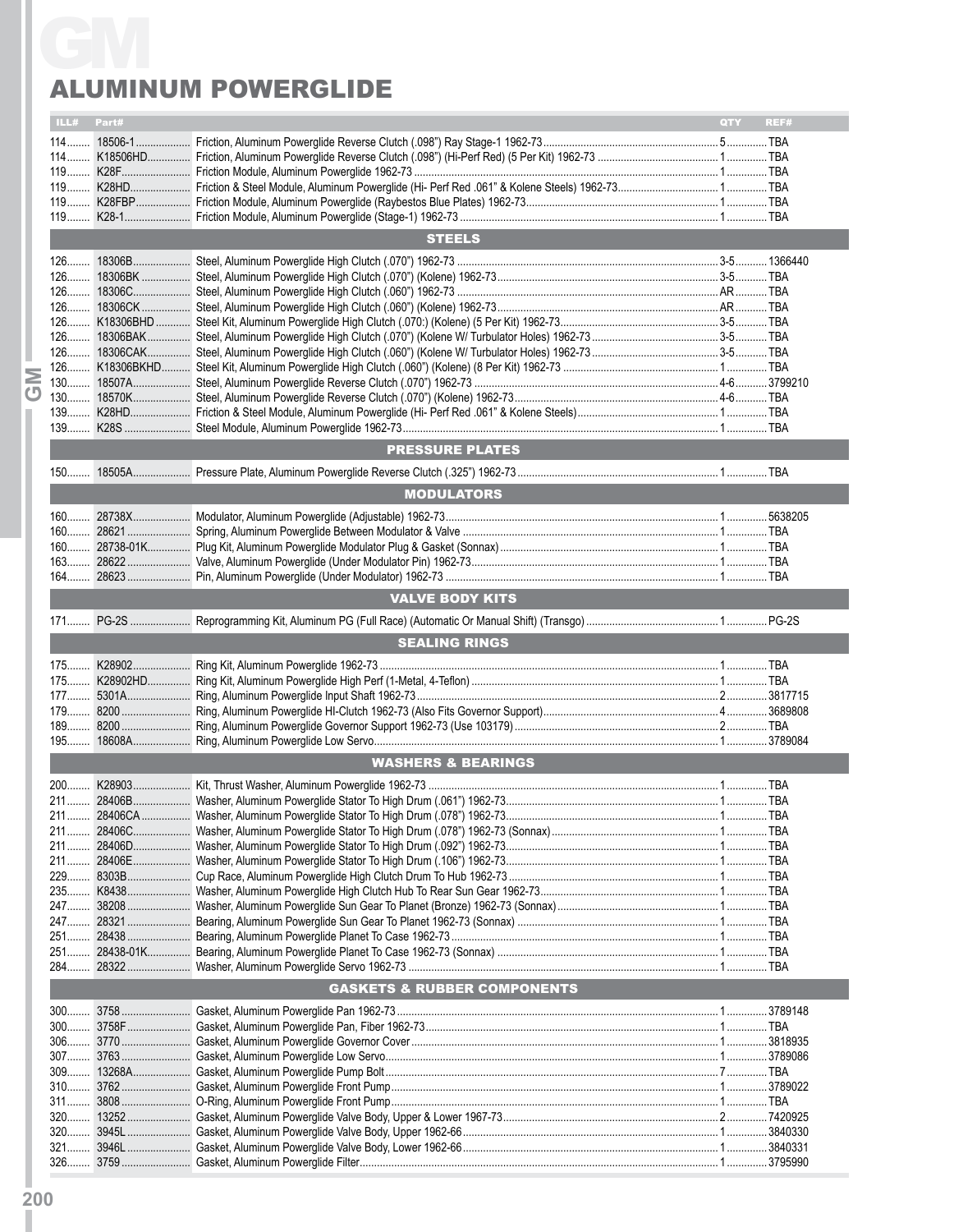# GM

## ALUMINUM POWERGLIDE

| ILL# | Part# | | QTY | REF# |
|---|---|---|---|---|
| 114 | 18506-1 | Friction, Aluminum Powerglide Reverse Clutch (.098") Ray Stage-1 1962-73 | 5 | TBA |
| 114 | K18506HD | Friction, Aluminum Powerglide Reverse Clutch (.098") (Hi-Perf Red) (5 Per Kit) 1962-73 | 1 | TBA |
| 119 | K28F | Friction Module, Aluminum Powerglide 1962-73 | 1 | TBA |
| 119 | K28HD | Friction & Steel Module, Aluminum Powerglide (Hi- Perf Red .061" & Kolene Steels) 1962-73 | 1 | TBA |
| 119 | K28FBP | Friction Module, Aluminum Powerglide (Raybestos Blue Plates) 1962-73 | 1 | TBA |
| 119 | K28-1 | Friction Module, Aluminum Powerglide (Stage-1) 1962-73 | 1 | TBA |
| | | **STEELS** | | |
| 126 | 18306B | Steel, Aluminum Powerglide High Clutch (.070") 1962-73 | 3-5 | 1366440 |
| 126 | 18306BK | Steel, Aluminum Powerglide High Clutch (.070") (Kolene) 1962-73 | 3-5 | TBA |
| 126 | 18306C | Steel, Aluminum Powerglide High Clutch (.060") 1962-73 | AR | TBA |
| 126 | 18306CK | Steel, Aluminum Powerglide High Clutch (.060") (Kolene) 1962-73 | AR | TBA |
| 126 | K18306BHD | Steel Kit, Aluminum Powerglide High Clutch (.070:) (Kolene) (5 Per Kit) 1962-73 | 3-5 | TBA |
| 126 | 18306BAK | Steel, Aluminum Powerglide High Clutch (.070") (Kolene W/ Turbulator Holes) 1962-73 | 3-5 | TBA |
| 126 | 18306CAK | Steel, Aluminum Powerglide High Clutch (.060") (Kolene W/ Turbulator Holes) 1962-73 | 3-5 | TBA |
| 126 | K18306BKHD | Steel Kit, Aluminum Powerglide High Clutch (.060") (Kolene) (8 Per Kit) 1962-73 | 1 | TBA |
| 130 | 18507A | Steel, Aluminum Powerglide Reverse Clutch (.070") 1962-73 | 4-6 | 3799210 |
| 130 | 18570K | Steel, Aluminum Powerglide Reverse Clutch (.070") (Kolene) 1962-73 | 4-6 | TBA |
| 139 | K28HD | Friction & Steel Module, Aluminum Powerglide (Hi- Perf Red .061" & Kolene Steels) | 1 | TBA |
| 139 | K28S | Steel Module, Aluminum Powerglide 1962-73 | 1 | TBA |
| | | **PRESSURE PLATES** | | |
| 150 | 18505A | Pressure Plate, Aluminum Powerglide Reverse Clutch (.325") 1962-73 | 1 | TBA |
| | | **MODULATORS** | | |
| 160 | 28738X | Modulator, Aluminum Powerglide (Adjustable) 1962-73 | 1 | 5638205 |
| 160 | 28621 | Spring, Aluminum Powerglide Between Modulator & Valve | 1 | TBA |
| 160 | 28738-01K | Plug Kit, Aluminum Powerglide Modulator Plug & Gasket (Sonnax) | 1 | TBA |
| 163 | 28622 | Valve, Aluminum Powerglide (Under Modulator Pin) 1962-73 | 1 | TBA |
| 164 | 28623 | Pin, Aluminum Powerglide (Under Modulator) 1962-73 | 1 | TBA |
| | | **VALVE BODY KITS** | | |
| 171 | PG-2S | Reprogramming Kit, Aluminum PG (Full Race) (Automatic Or Manual Shift) (Transgo) | 1 | PG-2S |
| | | **SEALING RINGS** | | |
| 175 | K28902 | Ring Kit, Aluminum Powerglide 1962-73 | 1 | TBA |
| 175 | K28902HD | Ring Kit, Aluminum Powerglide High Perf (1-Metal, 4-Teflon) | 1 | TBA |
| 177 | 5301A | Ring, Aluminum Powerglide Input Shaft 1962-73 | 2 | 3817715 |
| 179 | 8200 | Ring, Aluminum Powerglide HI-Clutch 1962-73 (Also Fits Governor Support) | 4 | 3689808 |
| 189 | 8200 | Ring, Aluminum Powerglide Governor Support 1962-73 (Use 103179) | 2 | TBA |
| 195 | 18608A | Ring, Aluminum Powerglide Low Servo | 1 | 3789084 |
| | | **WASHERS & BEARINGS** | | |
| 200 | K28903 | Kit, Thrust Washer, Aluminum Powerglide 1962-73 | 1 | TBA |
| 211 | 28406B | Washer, Aluminum Powerglide Stator To High Drum (.061") 1962-73 | 1 | TBA |
| 211 | 28406CA | Washer, Aluminum Powerglide Stator To High Drum (.078") 1962-73 | 1 | TBA |
| 211 | 28406C | Washer, Aluminum Powerglide Stator To High Drum (.078") 1962-73 (Sonnax) | 1 | TBA |
| 211 | 28406D | Washer, Aluminum Powerglide Stator To High Drum (.092") 1962-73 | 1 | TBA |
| 211 | 28406E | Washer, Aluminum Powerglide Stator To High Drum (.106") 1962-73 | 1 | TBA |
| 229 | 8303B | Cup Race, Aluminum Powerglide High Clutch Drum To Hub 1962-73 | 1 | TBA |
| 235 | K8438 | Washer, Aluminum Powerglide High Clutch Hub To Rear Sun Gear 1962-73 | 1 | TBA |
| 247 | 38208 | Washer, Aluminum Powerglide Sun Gear To Planet (Bronze) 1962-73 (Sonnax) | 1 | TBA |
| 247 | 28321 | Bearing, Aluminum Powerglide Sun Gear To Planet 1962-73 (Sonnax) | 1 | TBA |
| 251 | 28438 | Bearing, Aluminum Powerglide Planet To Case 1962-73 | 1 | TBA |
| 251 | 28438-01K | Bearing, Aluminum Powerglide Planet To Case 1962-73 (Sonnax) | 1 | TBA |
| 284 | 28322 | Washer, Aluminum Powerglide Servo 1962-73 | 1 | TBA |
| | | **GASKETS & RUBBER COMPONENTS** | | |
| 300 | 3758 | Gasket, Aluminum Powerglide Pan 1962-73 | 1 | 3789148 |
| 300 | 3758F | Gasket, Aluminum Powerglide Pan, Fiber 1962-73 | 1 | TBA |
| 306 | 3770 | Gasket, Aluminum Powerglide Governor Cover | 1 | 3818935 |
| 307 | 3763 | Gasket, Aluminum Powerglide Low Servo | 1 | 3789086 |
| 309 | 13268A | Gasket, Aluminum Powerglide Pump Bolt | 7 | TBA |
| 310 | 3762 | Gasket, Aluminum Powerglide Front Pump | 1 | 3789022 |
| 311 | 3808 | O-Ring, Aluminum Powerglide Front Pump | 1 | TBA |
| 320 | 13252 | Gasket, Aluminum Powerglide Valve Body, Upper & Lower 1967-73 | 2 | 7420925 |
| 320 | 3945L | Gasket, Aluminum Powerglide Valve Body, Upper 1962-66 | 1 | 3840330 |
| 321 | 3946L | Gasket, Aluminum Powerglide Valve Body, Lower 1962-66 | 1 | 3840331 |
| 326 | 3759 | Gasket, Aluminum Powerglide Filter | 1 | 3795990 |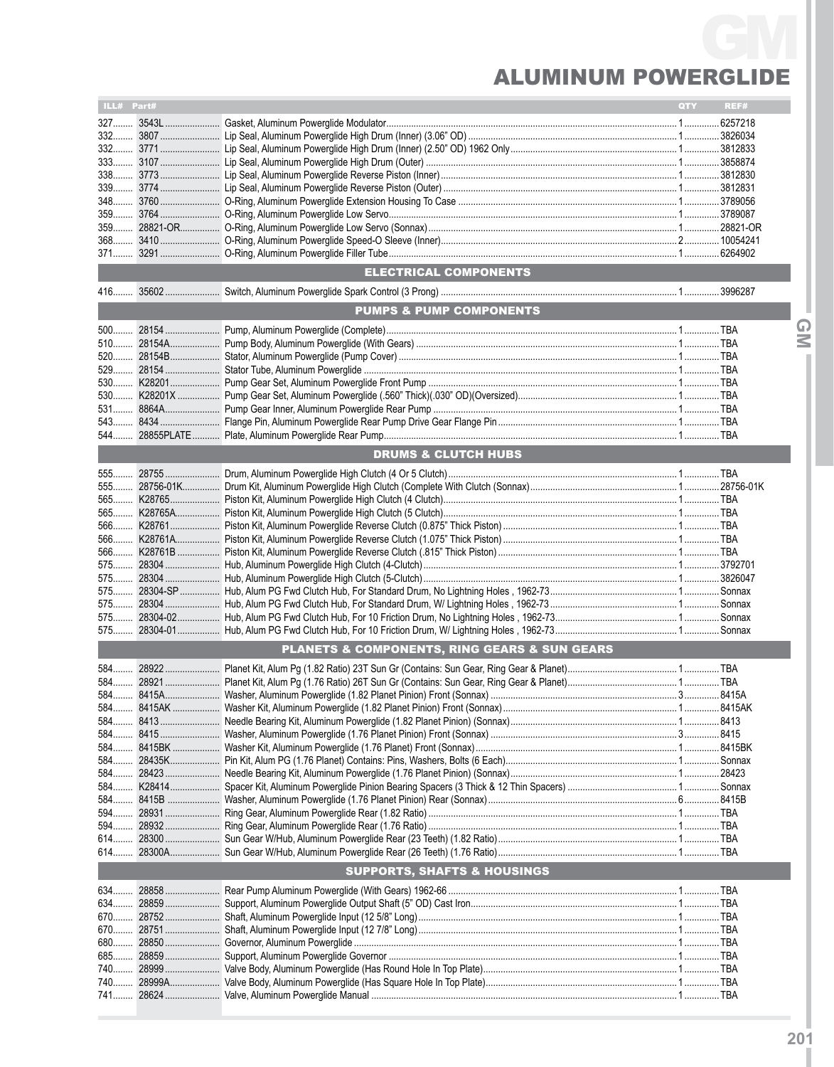# GM

## ALUMINUM POWERGLIDE

| ILL# | Part# | | QTY | REF# |
|---|---|---|---|---|
| 327 | 3543L | Gasket, Aluminum Powerglide Modulator | 1 | 6257218 |
| 332 | 3807 | Lip Seal, Aluminum Powerglide High Drum (Inner) (3.06" OD) | 1 | 3826034 |
| 332 | 3771 | Lip Seal, Aluminum Powerglide High Drum (Inner) (2.50" OD) 1962 Only | 1 | 3812833 |
| 333 | 3107 | Lip Seal, Aluminum Powerglide High Drum (Outer) | 1 | 3858874 |
| 338 | 3773 | Lip Seal, Aluminum Powerglide Reverse Piston (Inner) | 1 | 3812830 |
| 339 | 3774 | Lip Seal, Aluminum Powerglide Reverse Piston (Outer) | 1 | 3812831 |
| 348 | 3760 | O-Ring, Aluminum Powerglide Extension Housing To Case | 1 | 3789056 |
| 359 | 3764 | O-Ring, Aluminum Powerglide Low Servo | 1 | 3789087 |
| 359 | 28821-OR | O-Ring, Aluminum Powerglide Low Servo (Sonnax) | 1 | 28821-OR |
| 368 | 3410 | O-Ring, Aluminum Powerglide Speed-O Sleeve (Inner) | 2 | 10054241 |
| 371 | 3291 | O-Ring, Aluminum Powerglide Filler Tube | 1 | 6264902 |
| | | **ELECTRICAL COMPONENTS** | | |
| 416 | 35602 | Switch, Aluminum Powerglide Spark Control (3 Prong) | 1 | 3996287 |
| | | **PUMPS & PUMP COMPONENTS** | | |
| 500 | 28154 | Pump, Aluminum Powerglide (Complete) | 1 | TBA |
| 510 | 28154A | Pump Body, Aluminum Powerglide (With Gears) | 1 | TBA |
| 520 | 28154B | Stator, Aluminum Powerglide (Pump Cover) | 1 | TBA |
| 529 | 28154 | Stator Tube, Aluminum Powerglide | 1 | TBA |
| 530 | K28201 | Pump Gear Set, Aluminum Powerglide Front Pump | 1 | TBA |
| 530 | K28201X | Pump Gear Set, Aluminum Powerglide (.560" Thick)(.030" OD)(Oversized) | 1 | TBA |
| 531 | 8864A | Pump Gear Inner, Aluminum Powerglide Rear Pump | 1 | TBA |
| 543 | 8434 | Flange Pin, Aluminum Powerglide Rear Pump Drive Gear Flange Pin | 1 | TBA |
| 544 | 28855PLATE | Plate, Aluminum Powerglide Rear Pump | 1 | TBA |
| | | **DRUMS & CLUTCH HUBS** | | |
| 555 | 28755 | Drum, Aluminum Powerglide High Clutch (4 Or 5 Clutch) | 1 | TBA |
| 555 | 28756-01K | Drum Kit, Aluminum Powerglide High Clutch (Complete With Clutch (Sonnax) | 1 | 28756-01K |
| 565 | K28765 | Piston Kit, Aluminum Powerglide High Clutch (4 Clutch) | 1 | TBA |
| 565 | K28765A | Piston Kit, Aluminum Powerglide High Clutch (5 Clutch) | 1 | TBA |
| 566 | K28761 | Piston Kit, Aluminum Powerglide Reverse Clutch (0.875" Thick Piston) | 1 | TBA |
| 566 | K28761A | Piston Kit, Aluminum Powerglide Reverse Clutch (1.075" Thick Piston) | 1 | TBA |
| 566 | K28761B | Piston Kit, Aluminum Powerglide Reverse Clutch (.815" Thick Piston) | 1 | TBA |
| 575 | 28304 | Hub, Aluminum Powerglide High Clutch (4-Clutch) | 1 | 3792701 |
| 575 | 28304 | Hub, Aluminum Powerglide High Clutch (5-Clutch) | 1 | 3826047 |
| 575 | 28304-SP | Hub, Alum PG Fwd Clutch Hub, For Standard Drum, No Lightning Holes , 1962-73 | 1 | Sonnax |
| 575 | 28304 | Hub, Alum PG Fwd Clutch Hub, For Standard Drum, W/ Lightning Holes , 1962-73 | 1 | Sonnax |
| 575 | 28304-02 | Hub, Alum PG Fwd Clutch Hub, For 10 Friction Drum, No Lightning Holes , 1962-73 | 1 | Sonnax |
| 575 | 28304-01 | Hub, Alum PG Fwd Clutch Hub, For 10 Friction Drum, W/ Lightning Holes , 1962-73 | 1 | Sonnax |
| | | **PLANETS & COMPONENTS, RING GEARS & SUN GEARS** | | |
| 584 | 28922 | Planet Kit, Alum Pg (1.82 Ratio) 23T Sun Gr (Contains: Sun Gear, Ring Gear & Planet) | 1 | TBA |
| 584 | 28921 | Planet Kit, Alum Pg (1.76 Ratio) 26T Sun Gr (Contains: Sun Gear, Ring Gear & Planet) | 1 | TBA |
| 584 | 8415A | Washer, Aluminum Powerglide (1.82 Planet Pinion) Front (Sonnax) | 3 | 8415A |
| 584 | 8415AK | Washer Kit, Aluminum Powerglide (1.82 Planet Pinion) Front (Sonnax) | 1 | 8415AK |
| 584 | 8413 | Needle Bearing Kit, Aluminum Powerglide (1.82 Planet Pinion) (Sonnax) | 1 | 8413 |
| 584 | 8415 | Washer, Aluminum Powerglide (1.76 Planet Pinion) Front (Sonnax) | 3 | 8415 |
| 584 | 8415BK | Washer Kit, Aluminum Powerglide (1.76 Planet) Front (Sonnax) | 1 | 8415BK |
| 584 | 28435K | Pin Kit, Alum PG (1.76 Planet) Contains: Pins, Washers, Bolts (6 Each) | 1 | Sonnax |
| 584 | 28423 | Needle Bearing Kit, Aluminum Powerglide (1.76 Planet Pinion) (Sonnax) | 1 | 28423 |
| 584 | K28414 | Spacer Kit, Aluminum Powerglide Pinion Bearing Spacers (3 Thick & 12 Thin Spacers) | 1 | Sonnax |
| 584 | 8415B | Washer, Aluminum Powerglide (1.76 Planet Pinion) Rear (Sonnax) | 6 | 8415B |
| 594 | 28931 | Ring Gear, Aluminum Powerglide Rear (1.82 Ratio) | 1 | TBA |
| 594 | 28932 | Ring Gear, Aluminum Powerglide Rear (1.76 Ratio) | 1 | TBA |
| 614 | 28300 | Sun Gear W/Hub, Aluminum Powerglide Rear (23 Teeth) (1.82 Ratio) | 1 | TBA |
| 614 | 28300A | Sun Gear W/Hub, Aluminum Powerglide Rear (26 Teeth) (1.76 Ratio) | 1 | TBA |
| | | **SUPPORTS, SHAFTS & HOUSINGS** | | |
| 634 | 28858 | Rear Pump Aluminum Powerglide (With Gears) 1962-66 | 1 | TBA |
| 634 | 28859 | Support, Aluminum Powerglide Output Shaft (5" OD) Cast Iron | 1 | TBA |
| 670 | 28752 | Shaft, Aluminum Powerglide Input (12 5/8" Long) | 1 | TBA |
| 670 | 28751 | Shaft, Aluminum Powerglide Input (12 7/8" Long) | 1 | TBA |
| 680 | 28850 | Governor, Aluminum Powerglide | 1 | TBA |
| 685 | 28859 | Support, Aluminum Powerglide Governor | 1 | TBA |
| 740 | 28999 | Valve Body, Aluminum Powerglide (Has Round Hole In Top Plate) | 1 | TBA |
| 740 | 28999A | Valve Body, Aluminum Powerglide (Has Square Hole In Top Plate) | 1 | TBA |
| 741 | 28624 | Valve, Aluminum Powerglide Manual | 1 | TBA |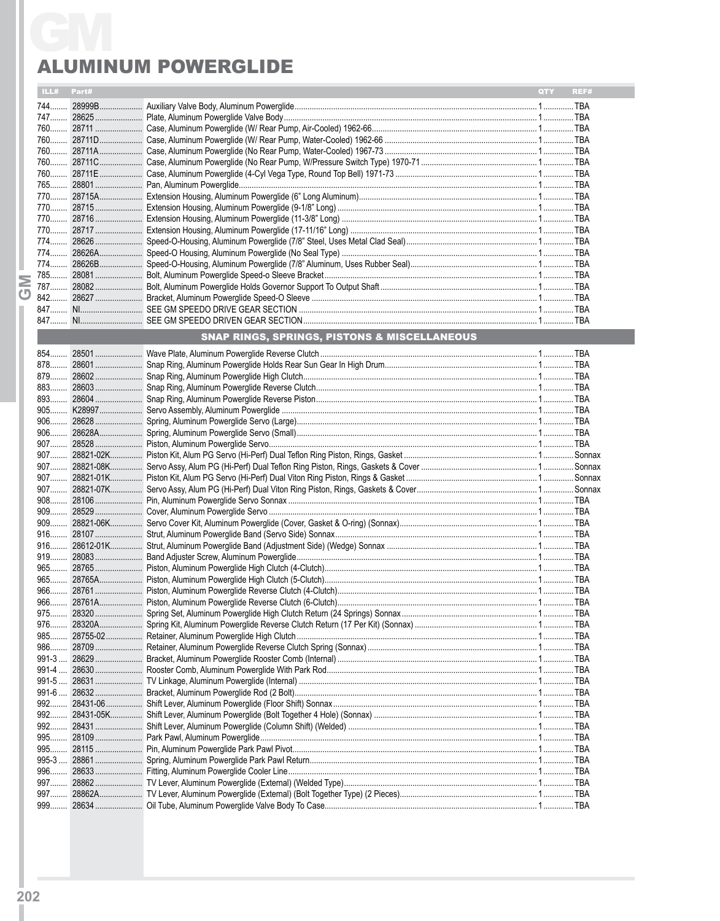# GM

## ALUMINUM POWERGLIDE

| ILL# | Part# | | QTY | REF# |
|---|---|---|---|---|
| 744 | 28999B | Auxiliary Valve Body, Aluminum Powerglide | 1 | TBA |
| 747 | 28625 | Plate, Aluminum Powerglide Valve Body | 1 | TBA |
| 760 | 28711 | Case, Aluminum Powerglide (W/ Rear Pump, Air-Cooled) 1962-66 | 1 | TBA |
| 760 | 28711D | Case, Aluminum Powerglide (W/ Rear Pump, Water-Cooled) 1962-66 | 1 | TBA |
| 760 | 28711A | Case, Aluminum Powerglide (No Rear Pump, Water-Cooled) 1967-73 | 1 | TBA |
| 760 | 28711C | Case, Aluminum Powerglide (No Rear Pump, W/Pressure Switch Type) 1970-71 | 1 | TBA |
| 760 | 28711E | Case, Aluminum Powerglide (4-Cyl Vega Type, Round Top Bell) 1971-73 | 1 | TBA |
| 765 | 28801 | Pan, Aluminum Powerglide | 1 | TBA |
| 770 | 28715A | Extension Housing, Aluminum Powerglide (6" Long Aluminum) | 1 | TBA |
| 770 | 28715 | Extension Housing, Aluminum Powerglide (9-1/8" Long) | 1 | TBA |
| 770 | 28716 | Extension Housing, Aluminum Powerglide (11-3/8" Long) | 1 | TBA |
| 770 | 28717 | Extension Housing, Aluminum Powerglide (17-11/16" Long) | 1 | TBA |
| 774 | 28626 | Speed-O-Housing, Aluminum Powerglide (7/8" Steel, Uses Metal Clad Seal) | 1 | TBA |
| 774 | 28626A | Speed-O Housing, Aluminum Powerglide (No Seal Type) | 1 | TBA |
| 774 | 28626B | Speed-O-Housing, Aluminum Powerglide (7/8" Aluminum, Uses Rubber Seal) | 1 | TBA |
| 785 | 28081 | Bolt, Aluminum Powerglide Speed-o Sleeve Bracket | 1 | TBA |
| 787 | 28082 | Bolt, Aluminum Powerglide Holds Governor Support To Output Shaft | 1 | TBA |
| 842 | 28627 | Bracket, Aluminum Powerglide Speed-O Sleeve | 1 | TBA |
| 847 | NI | SEE GM SPEEDO DRIVE GEAR SECTION | 1 | TBA |
| 847 | NI | SEE GM SPEEDO DRIVEN GEAR SECTION | 1 | TBA |
| | | **SNAP RINGS, SPRINGS, PISTONS & MISCELLANEOUS** | | |
| 854 | 28501 | Wave Plate, Aluminum Powerglide Reverse Clutch | 1 | TBA |
| 878 | 28601 | Snap Ring, Aluminum Powerglide Holds Rear Sun Gear In High Drum | 1 | TBA |
| 879 | 28602 | Snap Ring, Aluminum Powerglide High Clutch | 1 | TBA |
| 883 | 28603 | Snap Ring, Aluminum Powerglide Reverse Clutch | 1 | TBA |
| 893 | 28604 | Snap Ring, Aluminum Powerglide Reverse Piston | 1 | TBA |
| 905 | K28997 | Servo Assembly, Aluminum Powerglide | 1 | TBA |
| 906 | 28628 | Spring, Aluminum Powerglide Servo (Large) | 1 | TBA |
| 906 | 28628A | Spring, Aluminum Powerglide Servo (Small) | 1 | TBA |
| 907 | 28528 | Piston, Aluminum Powerglide Servo | 1 | TBA |
| 907 | 28821-02K | Piston Kit, Alum PG Servo (Hi-Perf) Dual Teflon Ring Piston, Rings, Gasket | 1 | Sonnax |
| 907 | 28821-08K | Servo Assy, Alum PG (Hi-Perf) Dual Teflon Ring Piston, Rings, Gaskets & Cover | 1 | Sonnax |
| 907 | 28821-01K | Piston Kit, Alum PG Servo (Hi-Perf) Dual Viton Ring Piston, Rings & Gasket | 1 | Sonnax |
| 907 | 28821-07K | Servo Assy, Alum PG (Hi-Perf) Dual Viton Ring Piston, Rings, Gaskets & Cover | 1 | Sonnax |
| 908 | 28106 | Pin, Aluminum Powerglide Servo Sonnax | 1 | TBA |
| 909 | 28529 | Cover, Aluminum Powerglide Servo | 1 | TBA |
| 909 | 28821-06K | Servo Cover Kit, Aluminum Powerglide (Cover, Gasket & O-ring) (Sonnax) | 1 | TBA |
| 916 | 28107 | Strut, Aluminum Powerglide Band (Servo Side) Sonnax | 1 | TBA |
| 916 | 28612-01K | Strut, Aluminum Powerglide Band (Adjustment Side) (Wedge) Sonnax | 1 | TBA |
| 919 | 28083 | Band Adjuster Screw, Aluminum Powerglide | 1 | TBA |
| 965 | 28765 | Piston, Aluminum Powerglide High Clutch (4-Clutch) | 1 | TBA |
| 965 | 28765A | Piston, Aluminum Powerglide High Clutch (5-Clutch) | 1 | TBA |
| 966 | 28761 | Piston, Aluminum Powerglide Reverse Clutch (4-Clutch) | 1 | TBA |
| 966 | 28761A | Piston, Aluminum Powerglide Reverse Clutch (6-Clutch) | 1 | TBA |
| 975 | 28320 | Spring Set, Aluminum Powerglide High Clutch Return (24 Springs) Sonnax | 1 | TBA |
| 976 | 28320A | Spring Kit, Aluminum Powerglide Reverse Clutch Return (17 Per Kit) (Sonnax) | 1 | TBA |
| 985 | 28755-02 | Retainer, Aluminum Powerglide High Clutch | 1 | TBA |
| 986 | 28709 | Retainer, Aluminum Powerglide Reverse Clutch Spring (Sonnax) | 1 | TBA |
| 991-3 | 28629 | Bracket, Aluminum Powerglide Rooster Comb (Internal) | 1 | TBA |
| 991-4 | 28630 | Rooster Comb, Aluminum Powerglide With Park Rod | 1 | TBA |
| 991-5 | 28631 | TV Linkage, Aluminum Powerglide (Internal) | 1 | TBA |
| 991-6 | 28632 | Bracket, Aluminum Powerglide Rod (2 Bolt) | 1 | TBA |
| 992 | 28431-06 | Shift Lever, Aluminum Powerglide (Floor Shift) Sonnax | 1 | TBA |
| 992 | 28431-05K | Shift Lever, Aluminum Powerglide (Bolt Together 4 Hole) (Sonnax) | 1 | TBA |
| 992 | 28431 | Shift Lever, Aluminum Powerglide (Column Shift) (Welded) | 1 | TBA |
| 995 | 28109 | Park Pawl, Aluminum Powerglide | 1 | TBA |
| 995 | 28115 | Pin, Aluminum Powerglide Park Pawl Pivot | 1 | TBA |
| 995-3 | 28861 | Spring, Aluminum Powerglide Park Pawl Return | 1 | TBA |
| 996 | 28633 | Fitting, Aluminum Powerglide Cooler Line | 1 | TBA |
| 997 | 28862 | TV Lever, Aluminum Powerglide (External) (Welded Type) | 1 | TBA |
| 997 | 28862A | TV Lever, Aluminum Powerglide (External) (Bolt Together Type) (2 Pieces) | 1 | TBA |
| 999 | 28634 | Oil Tube, Aluminum Powerglide Valve Body To Case | 1 | TBA |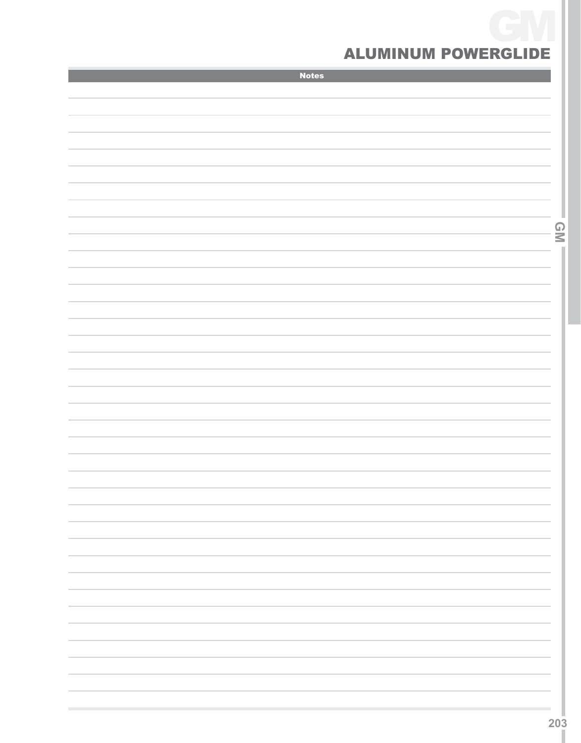## Notes